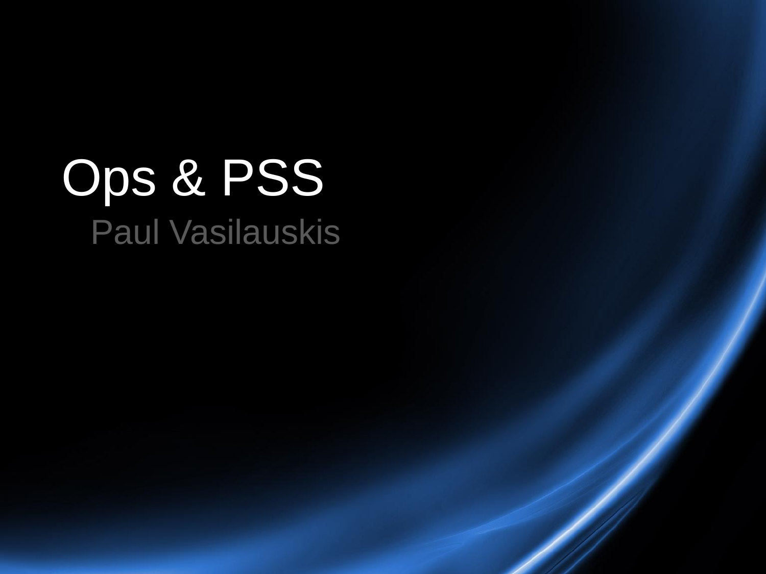# Ops & PSS

Paul Vasilauskis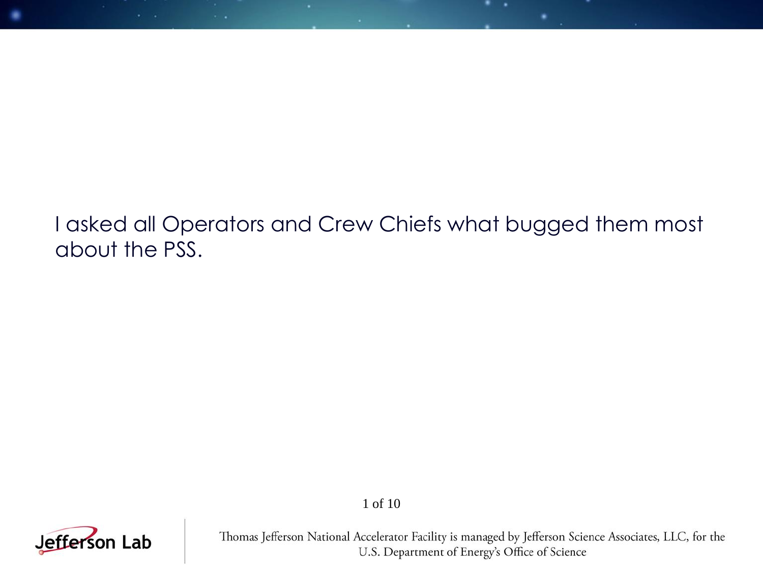I asked all Operators and Crew Chiefs what bugged them most about the PSS.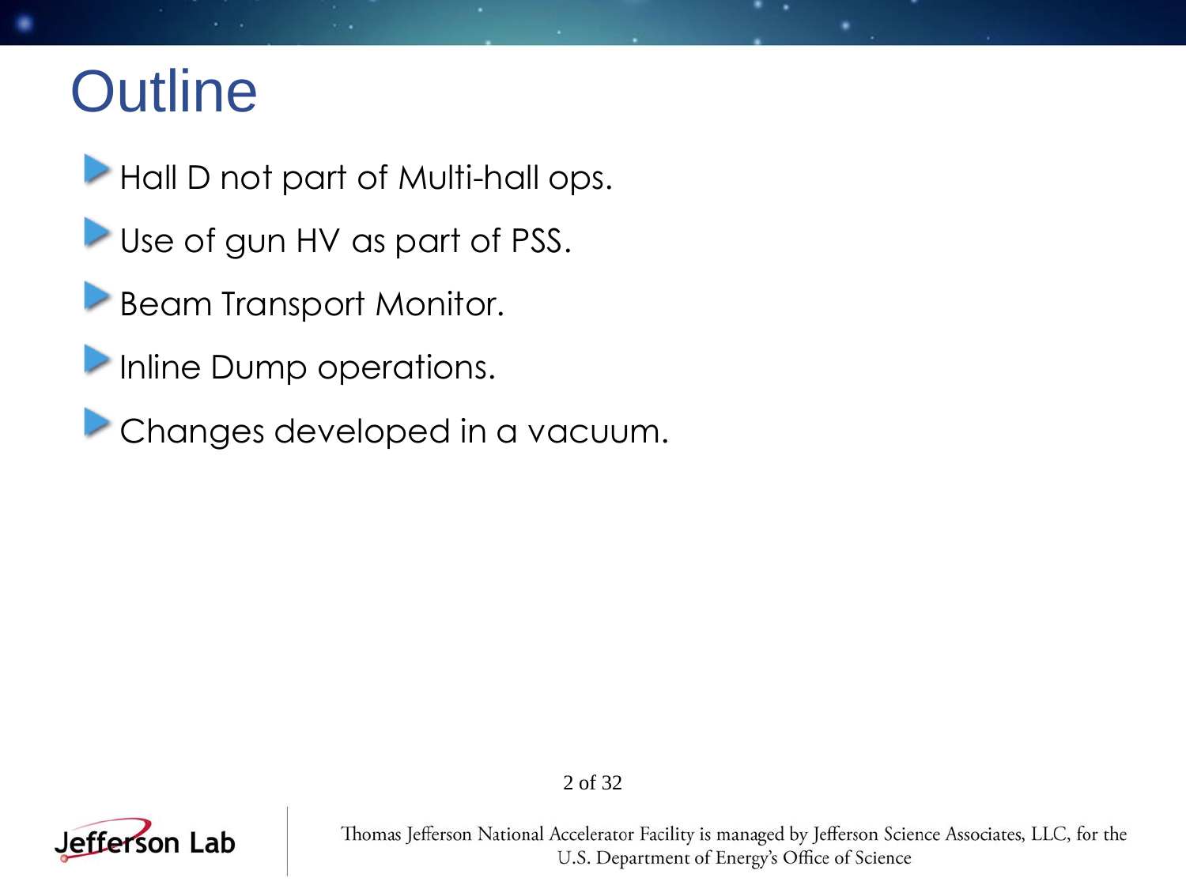# Outline

- Hall D not part of Multi-hall ops.
- Use of gun HV as part of PSS.
- Beam Transport Monitor.
- Inline Dump operations.
- Changes developed in a vacuum.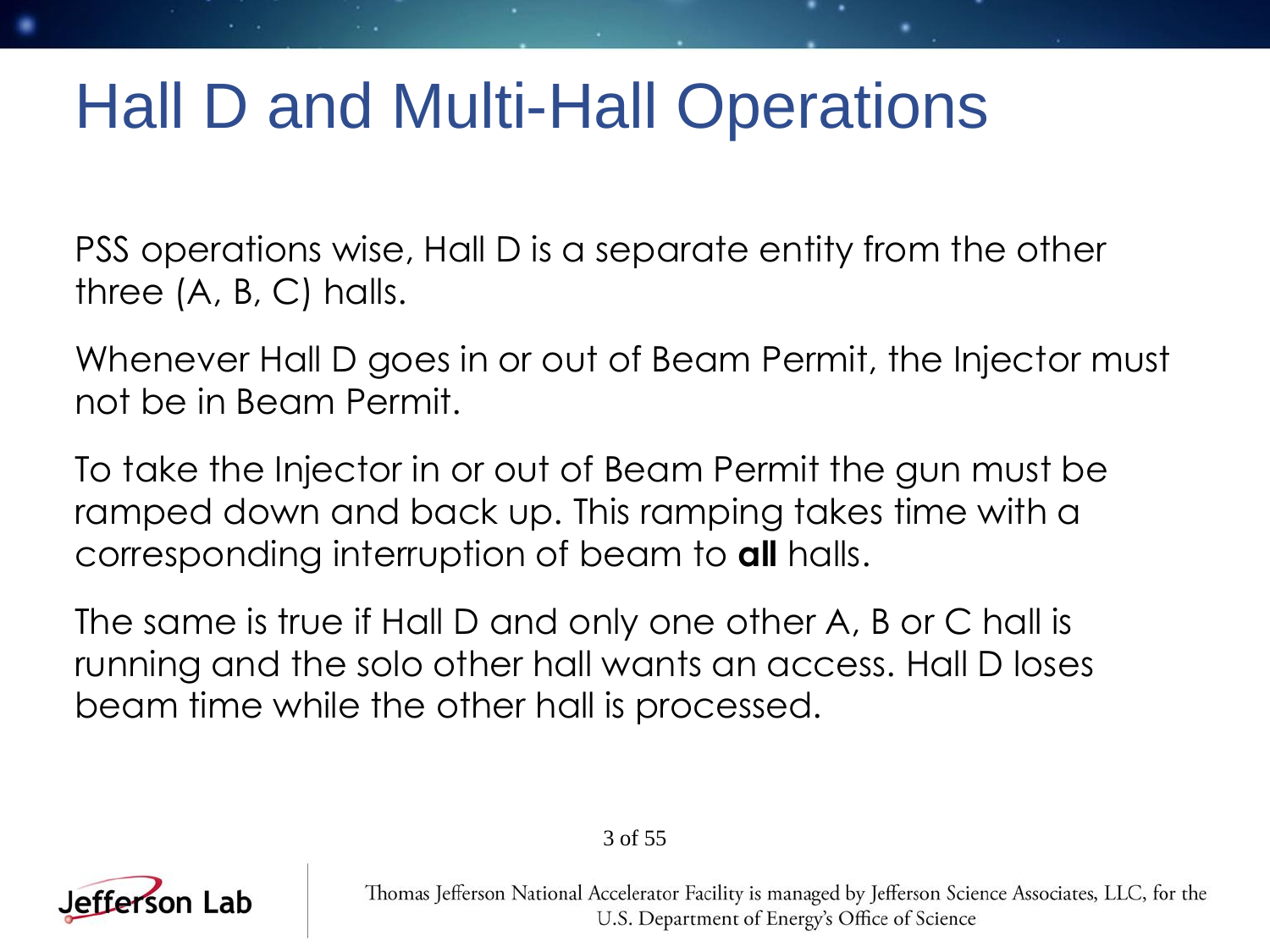# Hall D and Multi-Hall Operations

PSS operations wise, Hall D is a separate entity from the other three (A, B, C) halls.

Whenever Hall D goes in or out of Beam Permit, the Injector must not be in Beam Permit.

To take the Injector in or out of Beam Permit the gun must be ramped down and back up. This ramping takes time with a corresponding interruption of beam to **all** halls.

The same is true if Hall D and only one other A, B or C hall is running and the solo other hall wants an access. Hall D loses beam time while the other hall is processed.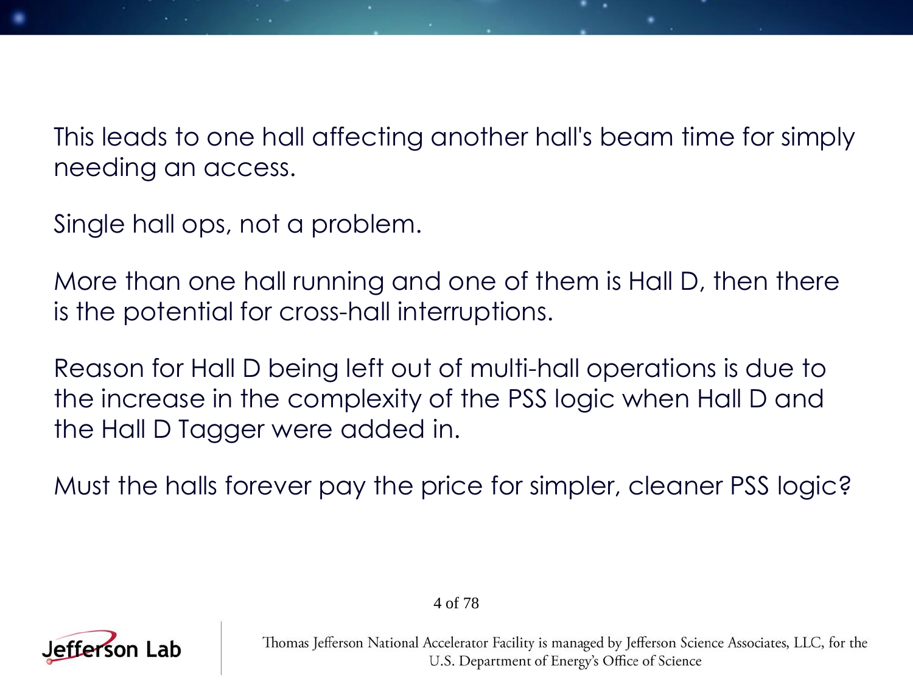This leads to one hall affecting another hall's beam time for simply needing an access.

Single hall ops, not a problem.

More than one hall running and one of them is Hall D, then there is the potential for cross-hall interruptions.

Reason for Hall D being left out of multi-hall operations is due to the increase in the complexity of the PSS logic when Hall D and the Hall D Tagger were added in.

Must the halls forever pay the price for simpler, cleaner PSS logic?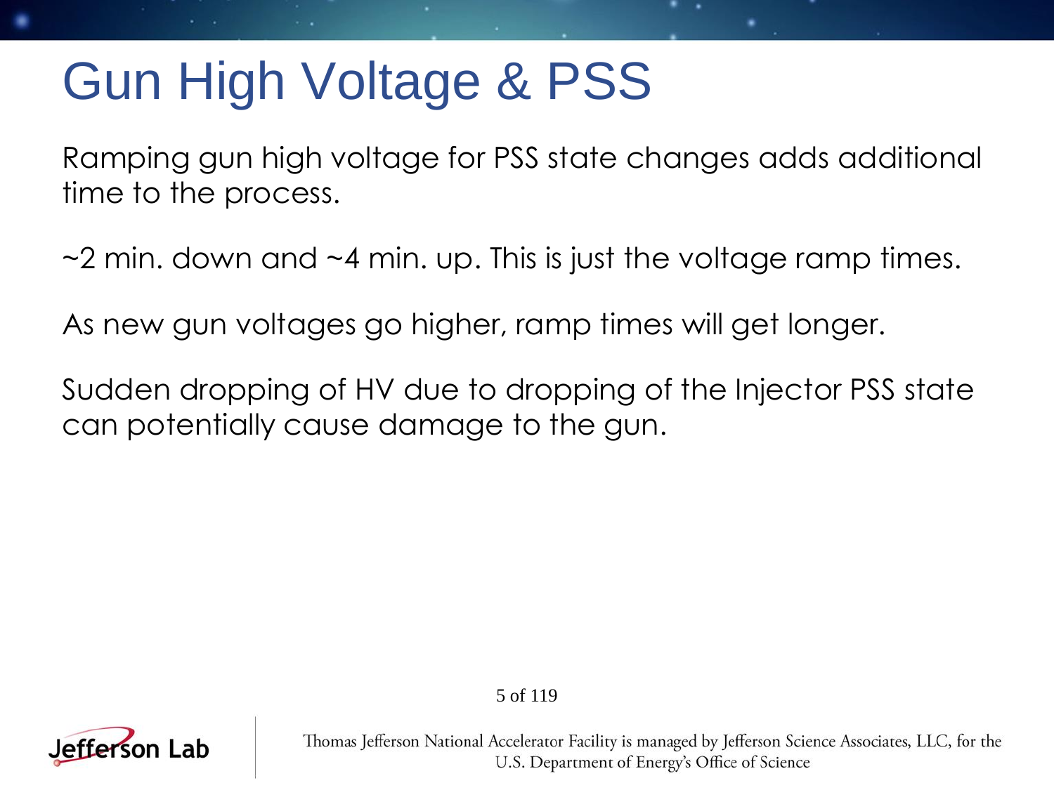# Gun High Voltage & PSS

Ramping gun high voltage for PSS state changes adds additional time to the process.

~2 min. down and ~4 min. up. This is just the voltage ramp times.

As new gun voltages go higher, ramp times will get longer.

Sudden dropping of HV due to dropping of the Injector PSS state can potentially cause damage to the gun.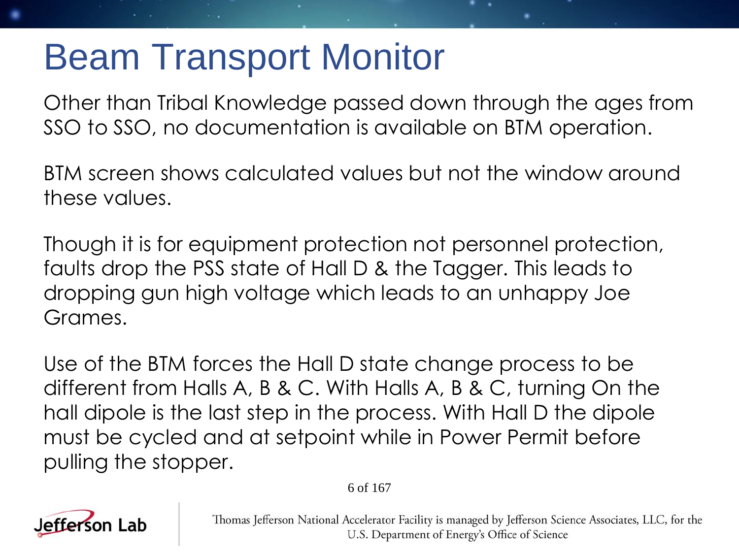# Beam Transport Monitor

Other than Tribal Knowledge passed down through the ages from SSO to SSO, no documentation is available on BTM operation.

BTM screen shows calculated values but not the window around these values.

Though it is for equipment protection not personnel protection, faults drop the PSS state of Hall D & the Tagger. This leads to dropping gun high voltage which leads to an unhappy Joe Grames.

Use of the BTM forces the Hall D state change process to be different from Halls A, B & C. With Halls A, B & C, turning On the hall dipole is the last step in the process. With Hall D the dipole must be cycled and at setpoint while in Power Permit before pulling the stopper.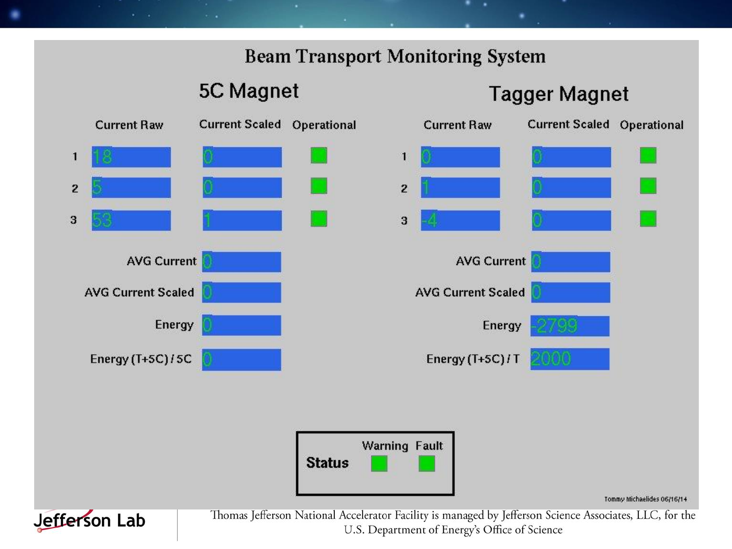# Beam Transport Monitoring System

## 5C Magnet

| | Current Raw | Current Scaled | Operational |
|---|---|---|---|
| 1 | 18 | 0 | |
| 2 | 5 | 0 | |
| 3 | 53 | 1 | |

| | |
|---|---|
| AVG Current | 0 |
| AVG Current Scaled | 0 |
| Energy | 0 |
| Energy (T+5C) / 5C | 0 |

## Tagger Magnet

| | Current Raw | Current Scaled | Operational |
|---|---|---|---|
| 1 | 0 | 0 | |
| 2 | 1 | 0 | |
| 3 | -4 | 0 | |

| | |
|---|---|
| AVG Current | 0 |
| AVG Current Scaled | 0 |
| Energy | -2799 |
| Energy (T+5C) / T | 2000 |

**Status** — Warning — Fault

Tommy Michaelides 06/16/14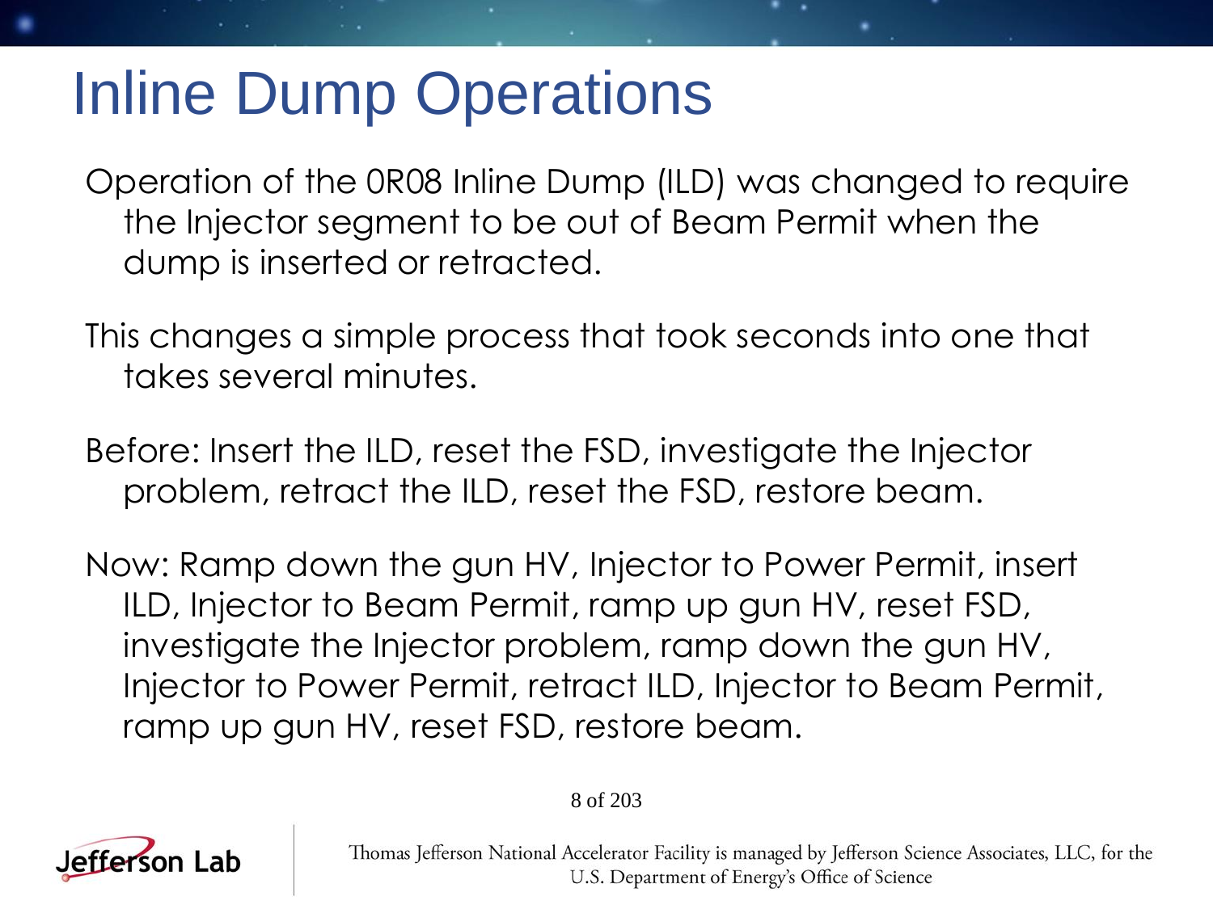# Inline Dump Operations

Operation of the 0R08 Inline Dump (ILD) was changed to require the Injector segment to be out of Beam Permit when the dump is inserted or retracted.

This changes a simple process that took seconds into one that takes several minutes.

Before: Insert the ILD, reset the FSD, investigate the Injector problem, retract the ILD, reset the FSD, restore beam.

Now: Ramp down the gun HV, Injector to Power Permit, insert ILD, Injector to Beam Permit, ramp up gun HV, reset FSD, investigate the Injector problem, ramp down the gun HV, Injector to Power Permit, retract ILD, Injector to Beam Permit, ramp up gun HV, reset FSD, restore beam.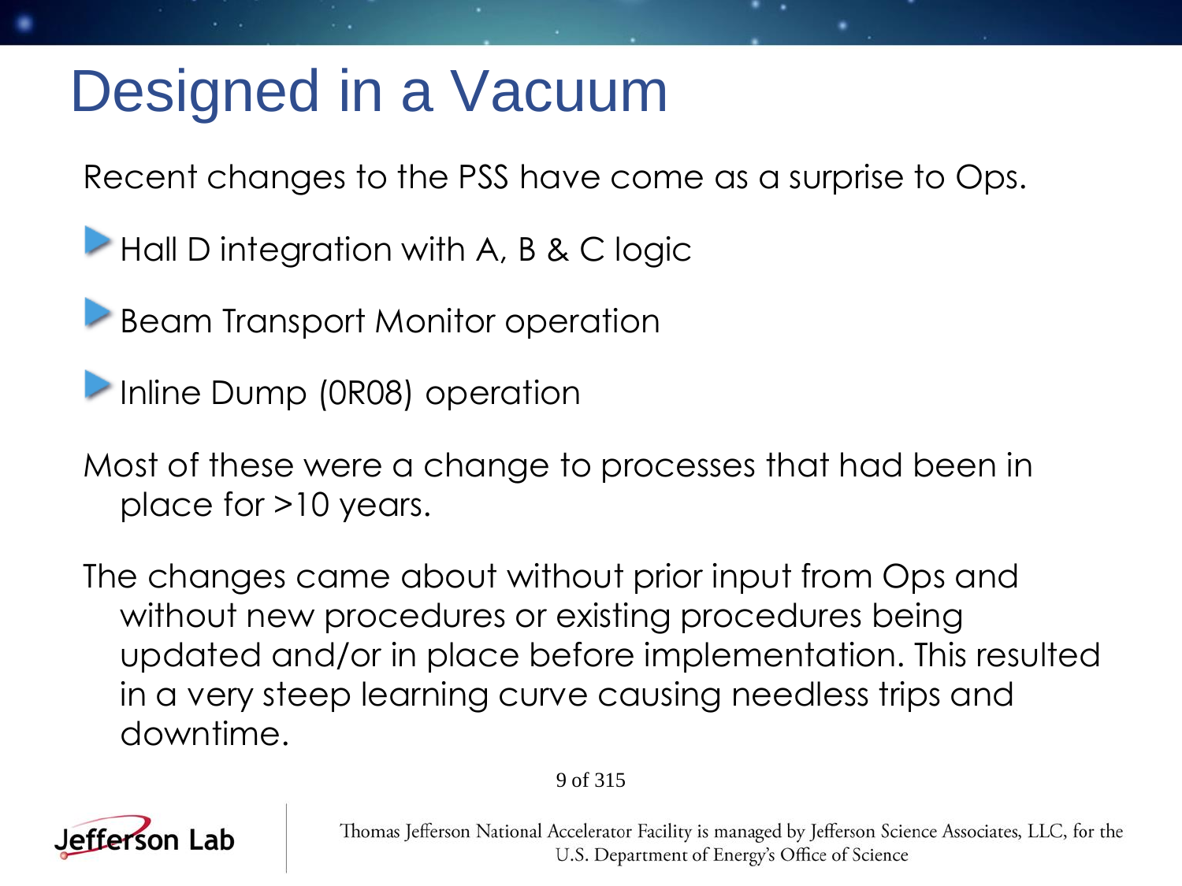# Designed in a Vacuum

Recent changes to the PSS have come as a surprise to Ops.

- Hall D integration with A, B & C logic
- Beam Transport Monitor operation
- Inline Dump (0R08) operation

Most of these were a change to processes that had been in place for >10 years.

The changes came about without prior input from Ops and without new procedures or existing procedures being updated and/or in place before implementation. This resulted in a very steep learning curve causing needless trips and downtime.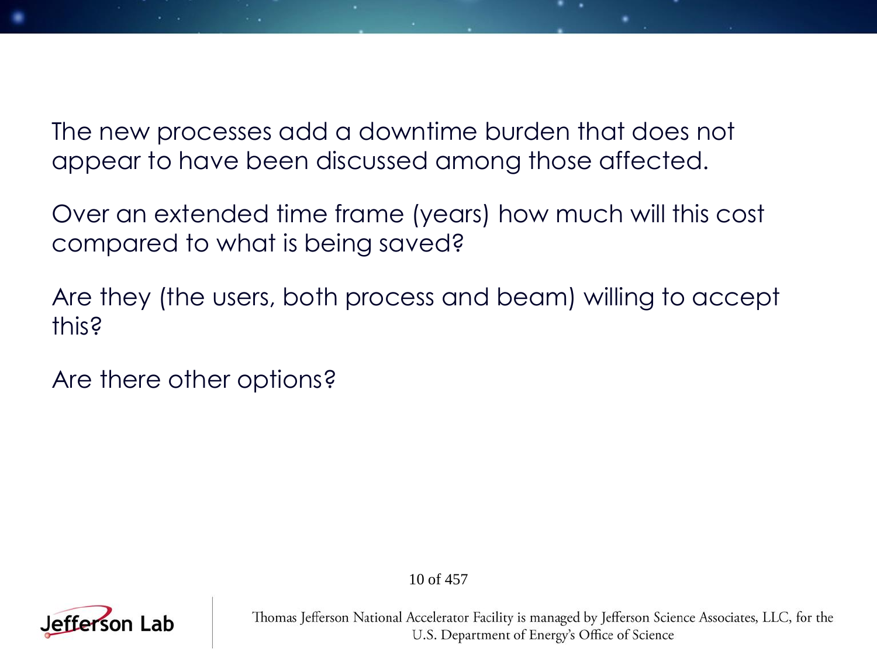The new processes add a downtime burden that does not appear to have been discussed among those affected.

Over an extended time frame (years) how much will this cost compared to what is being saved?

Are they (the users, both process and beam) willing to accept this?

Are there other options?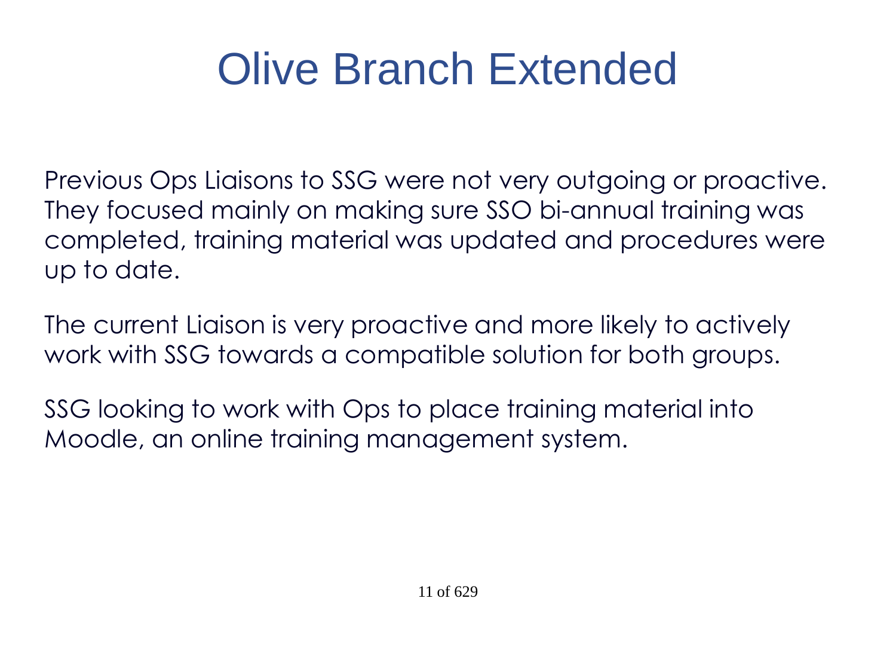# Olive Branch Extended

Previous Ops Liaisons to SSG were not very outgoing or proactive. They focused mainly on making sure SSO bi-annual training was completed, training material was updated and procedures were up to date.

The current Liaison is very proactive and more likely to actively work with SSG towards a compatible solution for both groups.

SSG looking to work with Ops to place training material into Moodle, an online training management system.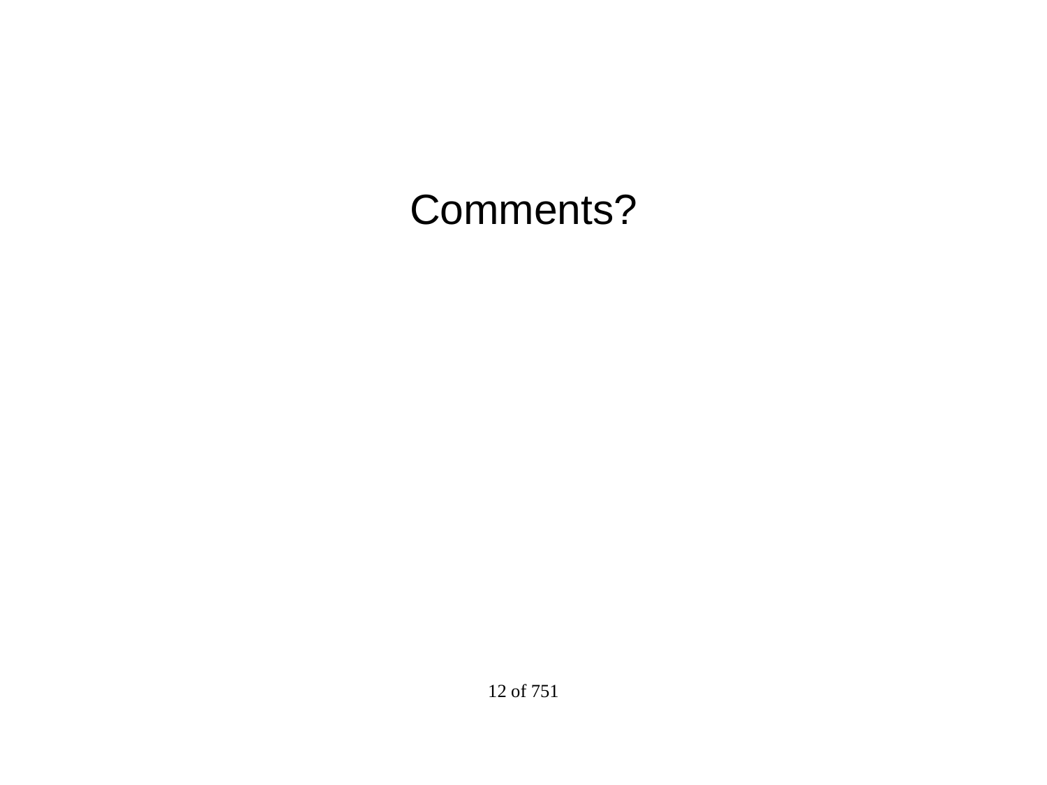Comments?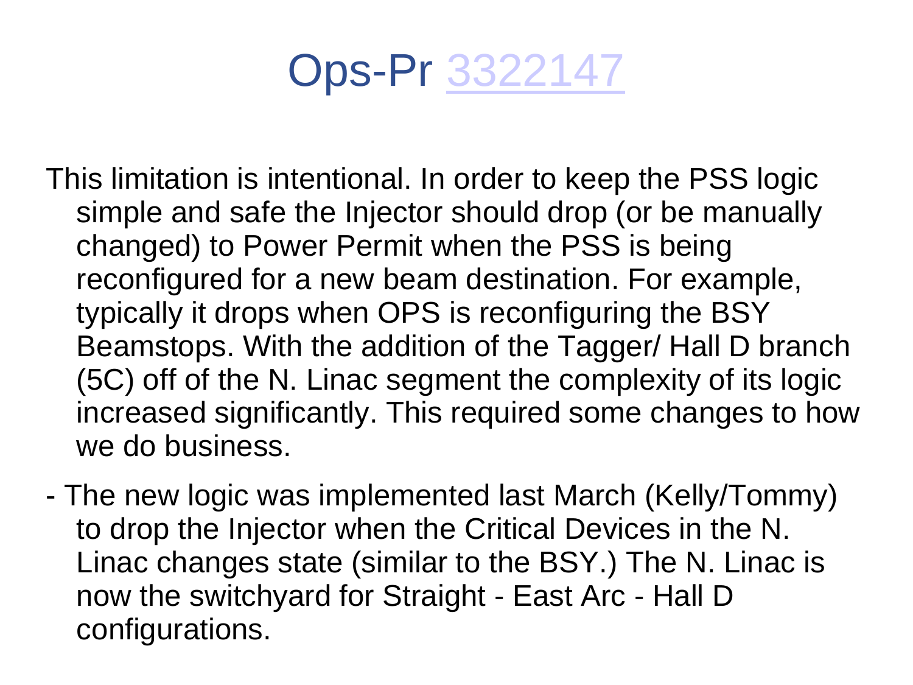# Ops-Pr [3322147]

This limitation is intentional. In order to keep the PSS logic simple and safe the Injector should drop (or be manually changed) to Power Permit when the PSS is being reconfigured for a new beam destination. For example, typically it drops when OPS is reconfiguring the BSY Beamstops. With the addition of the Tagger/ Hall D branch (5C) off of the N. Linac segment the complexity of its logic increased significantly. This required some changes to how we do business.

- The new logic was implemented last March (Kelly/Tommy) to drop the Injector when the Critical Devices in the N. Linac changes state (similar to the BSY.) The N. Linac is now the switchyard for Straight - East Arc - Hall D configurations.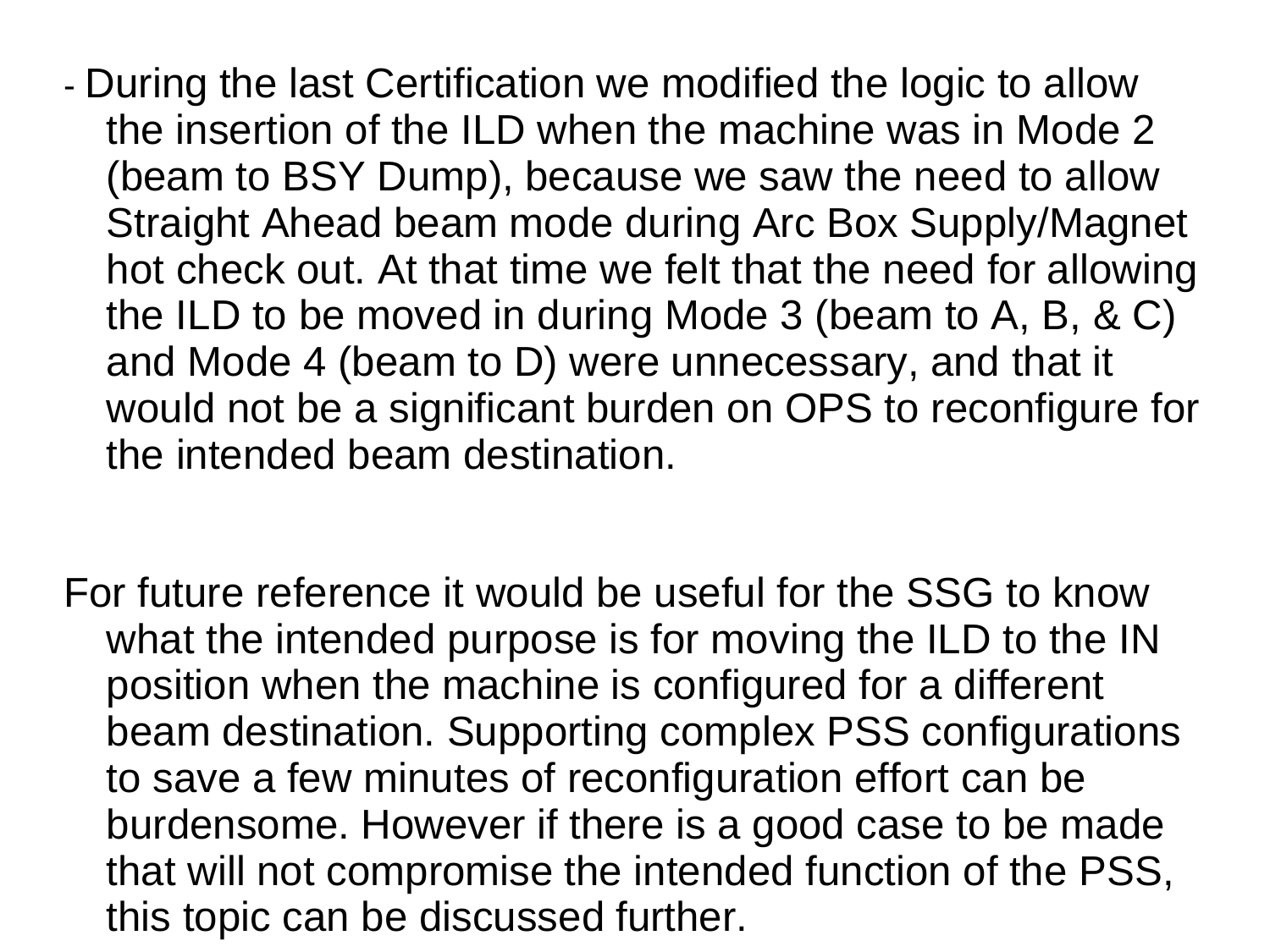- During the last Certification we modified the logic to allow the insertion of the ILD when the machine was in Mode 2 (beam to BSY Dump), because we saw the need to allow Straight Ahead beam mode during Arc Box Supply/Magnet hot check out. At that time we felt that the need for allowing the ILD to be moved in during Mode 3 (beam to A, B, & C) and Mode 4 (beam to D) were unnecessary, and that it would not be a significant burden on OPS to reconfigure for the intended beam destination.

For future reference it would be useful for the SSG to know what the intended purpose is for moving the ILD to the IN position when the machine is configured for a different beam destination. Supporting complex PSS configurations to save a few minutes of reconfiguration effort can be burdensome. However if there is a good case to be made that will not compromise the intended function of the PSS, this topic can be discussed further.